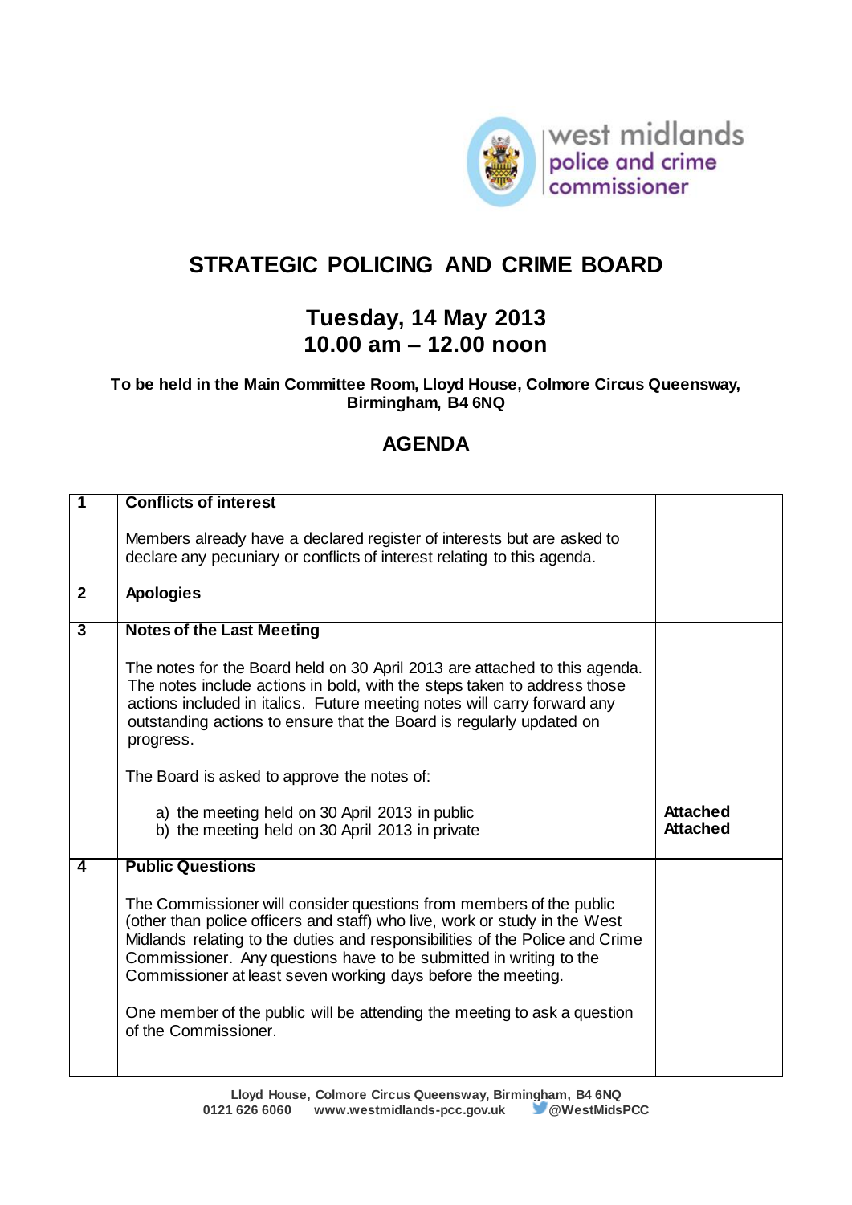west midlands police and crime commissioner

# STRATEGIC POLICING AND CRIME BOARD

## Tuesday, 14 May 2013
## 10.00 am – 12.00 noon

**To be held in the Main Committee Room, Lloyd House, Colmore Circus Queensway, Birmingham, B4 6NQ**

## AGENDA

| | | |
|---|---|---|
| **1** | **Conflicts of interest**<br><br>Members already have a declared register of interests but are asked to declare any pecuniary or conflicts of interest relating to this agenda. | |
| **2** | **Apologies** | |
| **3** | **Notes of the Last Meeting**<br><br>The notes for the Board held on 30 April 2013 are attached to this agenda. The notes include actions in bold, with the steps taken to address those actions included in italics. Future meeting notes will carry forward any outstanding actions to ensure that the Board is regularly updated on progress.<br><br>The Board is asked to approve the notes of:<br><br>a) the meeting held on 30 April 2013 in public<br>b) the meeting held on 30 April 2013 in private | **Attached**<br>**Attached** |
| **4** | **Public Questions**<br><br>The Commissioner will consider questions from members of the public (other than police officers and staff) who live, work or study in the West Midlands relating to the duties and responsibilities of the Police and Crime Commissioner. Any questions have to be submitted in writing to the Commissioner at least seven working days before the meeting.<br><br>One member of the public will be attending the meeting to ask a question of the Commissioner. | |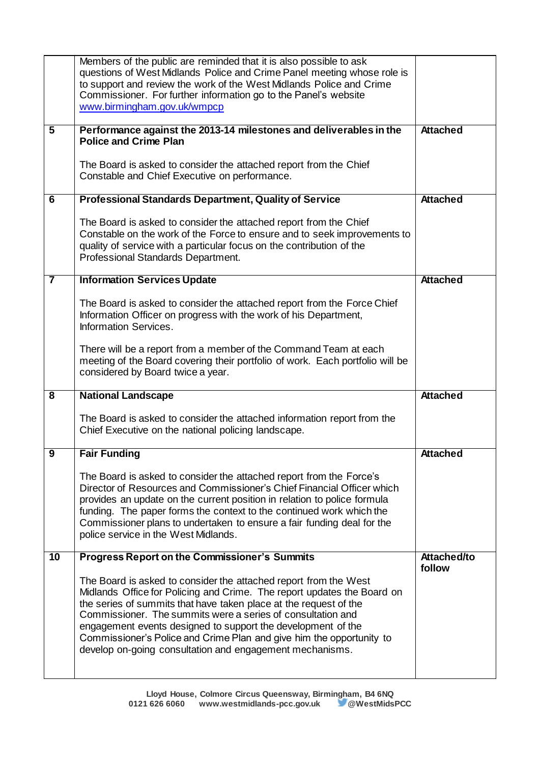| | | |
|---|---|---|
| | Members of the public are reminded that it is also possible to ask questions of West Midlands Police and Crime Panel meeting whose role is to support and review the work of the West Midlands Police and Crime Commissioner. For further information go to the Panel's website [www.birmingham.gov.uk/wmpcp](www.birmingham.gov.uk/wmpcp) | |
| **5** | **Performance against the 2013-14 milestones and deliverables in the Police and Crime Plan**<br><br>The Board is asked to consider the attached report from the Chief Constable and Chief Executive on performance. | **Attached** |
| **6** | **Professional Standards Department, Quality of Service**<br><br>The Board is asked to consider the attached report from the Chief Constable on the work of the Force to ensure and to seek improvements to quality of service with a particular focus on the contribution of the Professional Standards Department. | **Attached** |
| **7** | **Information Services Update**<br><br>The Board is asked to consider the attached report from the Force Chief Information Officer on progress with the work of his Department, Information Services.<br><br>There will be a report from a member of the Command Team at each meeting of the Board covering their portfolio of work. Each portfolio will be considered by Board twice a year. | **Attached** |
| **8** | **National Landscape**<br><br>The Board is asked to consider the attached information report from the Chief Executive on the national policing landscape. | **Attached** |
| **9** | **Fair Funding**<br><br>The Board is asked to consider the attached report from the Force's Director of Resources and Commissioner's Chief Financial Officer which provides an update on the current position in relation to police formula funding. The paper forms the context to the continued work which the Commissioner plans to undertaken to ensure a fair funding deal for the police service in the West Midlands. | **Attached** |
| **10** | **Progress Report on the Commissioner's Summits**<br><br>The Board is asked to consider the attached report from the West Midlands Office for Policing and Crime. The report updates the Board on the series of summits that have taken place at the request of the Commissioner. The summits were a series of consultation and engagement events designed to support the development of the Commissioner's Police and Crime Plan and give him the opportunity to develop on-going consultation and engagement mechanisms. | **Attached/to follow** |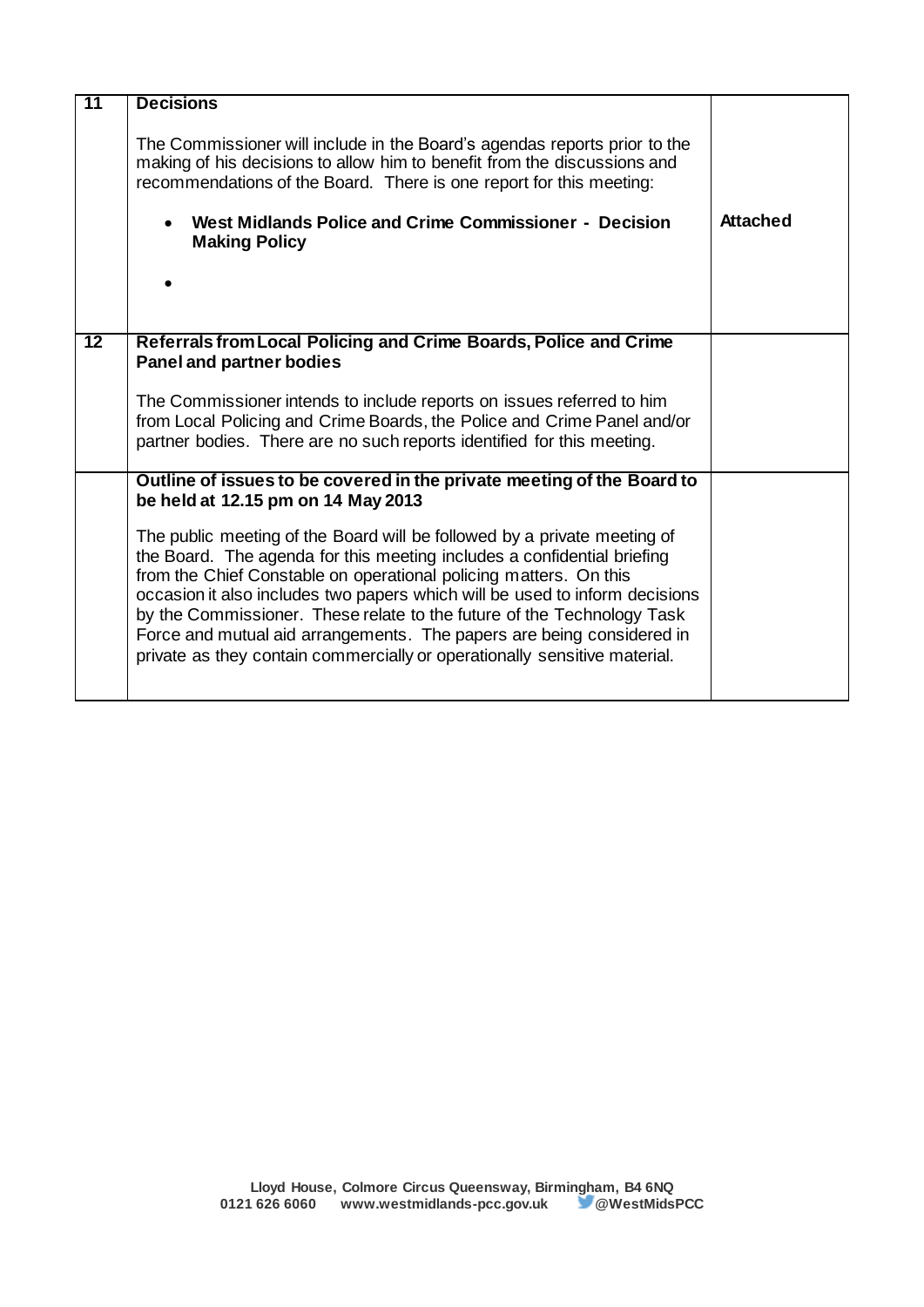| | | |
|---|---|---|
| 11 | **Decisions**<br><br>The Commissioner will include in the Board's agendas reports prior to the making of his decisions to allow him to benefit from the discussions and recommendations of the Board. There is one report for this meeting:<br><br>• **West Midlands Police and Crime Commissioner - Decision Making Policy**<br><br>• | **Attached** |
| 12 | **Referrals from Local Policing and Crime Boards, Police and Crime Panel and partner bodies**<br><br>The Commissioner intends to include reports on issues referred to him from Local Policing and Crime Boards, the Police and Crime Panel and/or partner bodies. There are no such reports identified for this meeting. | |
| | **Outline of issues to be covered in the private meeting of the Board to be held at 12.15 pm on 14 May 2013**<br><br>The public meeting of the Board will be followed by a private meeting of the Board. The agenda for this meeting includes a confidential briefing from the Chief Constable on operational policing matters. On this occasion it also includes two papers which will be used to inform decisions by the Commissioner. These relate to the future of the Technology Task Force and mutual aid arrangements. The papers are being considered in private as they contain commercially or operationally sensitive material. | |

**Lloyd House, Colmore Circus Queensway, Birmingham, B4 6NQ**
**0121 626 6060 www.westmidlands-pcc.gov.uk @WestMidsPCC**